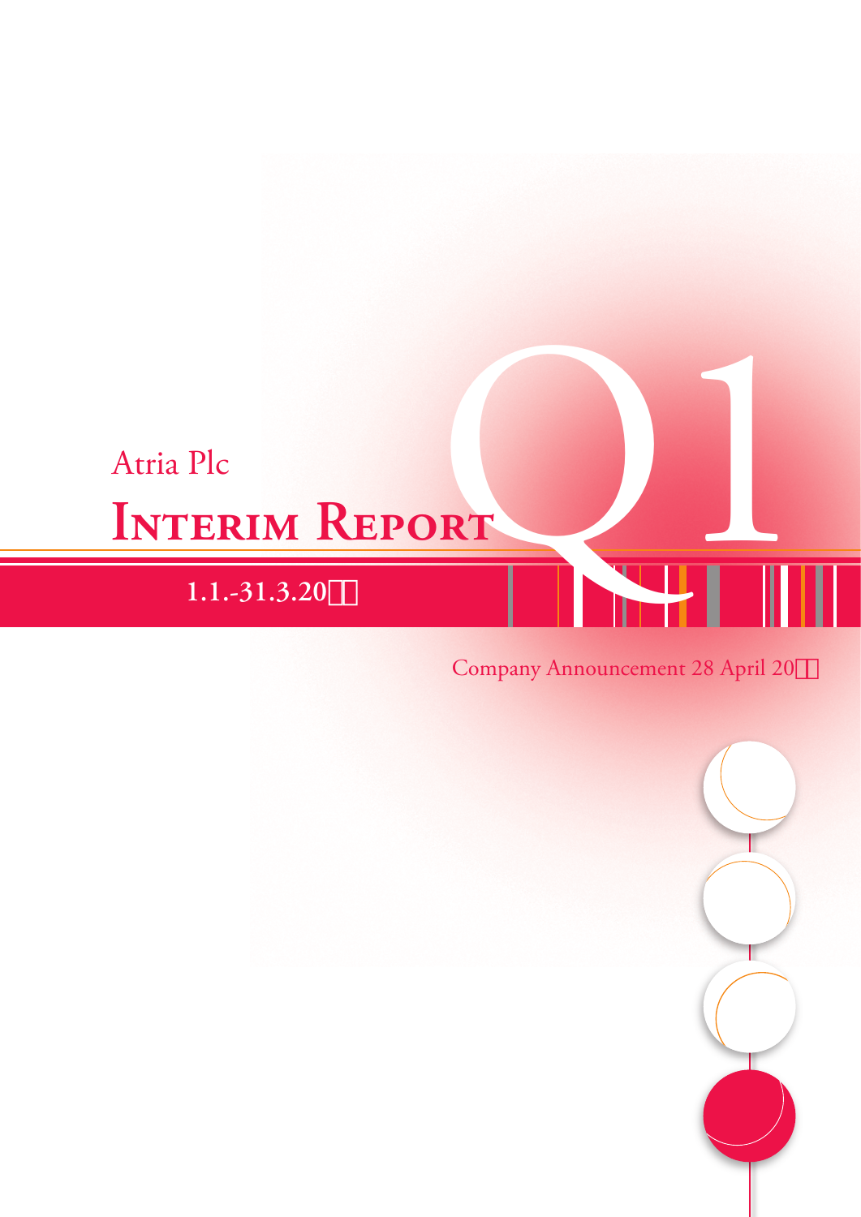Atria Plc

# Interim Report

Q1

**1.1.-31.3.20□□**

Company Announcement 28 April 20□□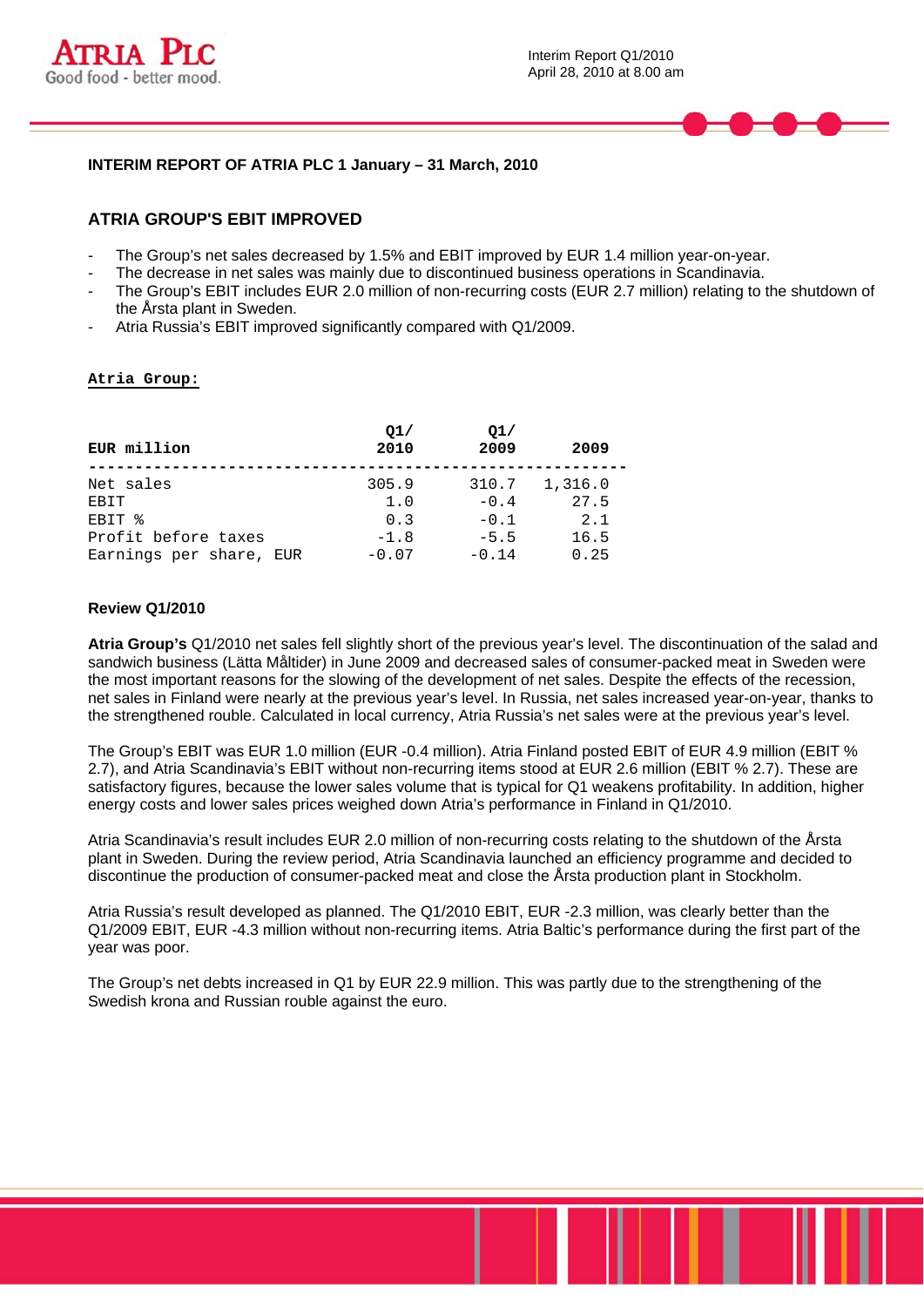## INTERIM REPORT OF ATRIA PLC 1 January – 31 March, 2010

## ATRIA GROUP'S EBIT IMPROVED

- The Group's net sales decreased by 1.5% and EBIT improved by EUR 1.4 million year-on-year.
- The decrease in net sales was mainly due to discontinued business operations in Scandinavia.
- The Group's EBIT includes EUR 2.0 million of non-recurring costs (EUR 2.7 million) relating to the shutdown of the Årsta plant in Sweden.
- Atria Russia's EBIT improved significantly compared with Q1/2009.

**Atria Group:**

| EUR million | Q1/ 2010 | Q1/ 2009 | 2009 |
|---|---|---|---|
| Net sales | 305.9 | 310.7 | 1,316.0 |
| EBIT | 1.0 | -0.4 | 27.5 |
| EBIT % | 0.3 | -0.1 | 2.1 |
| Profit before taxes | -1.8 | -5.5 | 16.5 |
| Earnings per share, EUR | -0.07 | -0.14 | 0.25 |

### Review Q1/2010

**Atria Group's** Q1/2010 net sales fell slightly short of the previous year's level. The discontinuation of the salad and sandwich business (Lätta Måltider) in June 2009 and decreased sales of consumer-packed meat in Sweden were the most important reasons for the slowing of the development of net sales. Despite the effects of the recession, net sales in Finland were nearly at the previous year's level. In Russia, net sales increased year-on-year, thanks to the strengthened rouble. Calculated in local currency, Atria Russia's net sales were at the previous year's level.

The Group's EBIT was EUR 1.0 million (EUR -0.4 million). Atria Finland posted EBIT of EUR 4.9 million (EBIT % 2.7), and Atria Scandinavia's EBIT without non-recurring items stood at EUR 2.6 million (EBIT % 2.7). These are satisfactory figures, because the lower sales volume that is typical for Q1 weakens profitability. In addition, higher energy costs and lower sales prices weighed down Atria's performance in Finland in Q1/2010.

Atria Scandinavia's result includes EUR 2.0 million of non-recurring costs relating to the shutdown of the Årsta plant in Sweden. During the review period, Atria Scandinavia launched an efficiency programme and decided to discontinue the production of consumer-packed meat and close the Årsta production plant in Stockholm.

Atria Russia's result developed as planned. The Q1/2010 EBIT, EUR -2.3 million, was clearly better than the Q1/2009 EBIT, EUR -4.3 million without non-recurring items. Atria Baltic's performance during the first part of the year was poor.

The Group's net debts increased in Q1 by EUR 22.9 million. This was partly due to the strengthening of the Swedish krona and Russian rouble against the euro.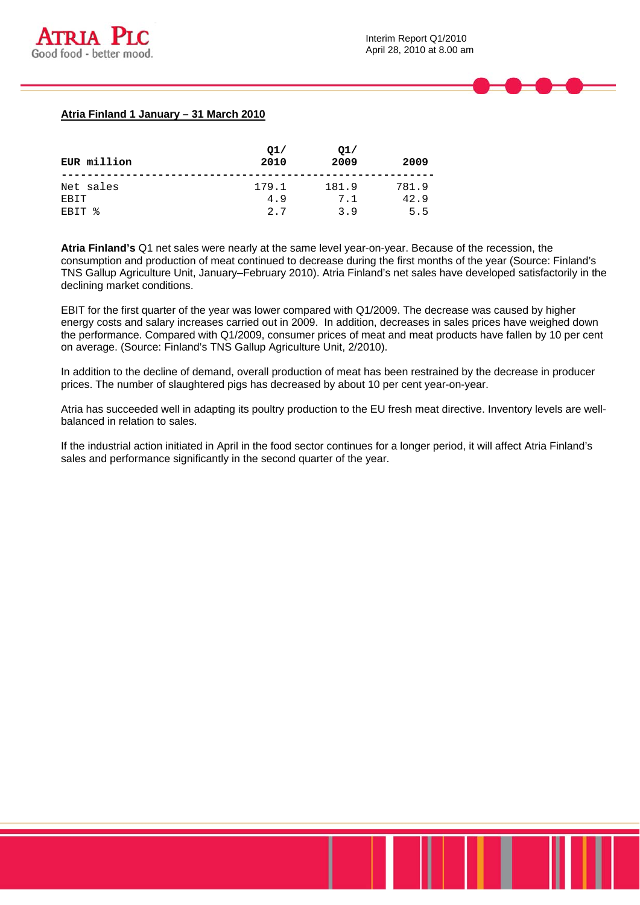**Atria Finland 1 January – 31 March 2010**

| EUR million | Q1/ 2010 | Q1/ 2009 | 2009 |
|---|---|---|---|
| Net sales | 179.1 | 181.9 | 781.9 |
| EBIT | 4.9 | 7.1 | 42.9 |
| EBIT % | 2.7 | 3.9 | 5.5 |

**Atria Finland's** Q1 net sales were nearly at the same level year-on-year. Because of the recession, the consumption and production of meat continued to decrease during the first months of the year (Source: Finland's TNS Gallup Agriculture Unit, January–February 2010). Atria Finland's net sales have developed satisfactorily in the declining market conditions.

EBIT for the first quarter of the year was lower compared with Q1/2009. The decrease was caused by higher energy costs and salary increases carried out in 2009. In addition, decreases in sales prices have weighed down the performance. Compared with Q1/2009, consumer prices of meat and meat products have fallen by 10 per cent on average. (Source: Finland's TNS Gallup Agriculture Unit, 2/2010).

In addition to the decline of demand, overall production of meat has been restrained by the decrease in producer prices. The number of slaughtered pigs has decreased by about 10 per cent year-on-year.

Atria has succeeded well in adapting its poultry production to the EU fresh meat directive. Inventory levels are well-balanced in relation to sales.

If the industrial action initiated in April in the food sector continues for a longer period, it will affect Atria Finland's sales and performance significantly in the second quarter of the year.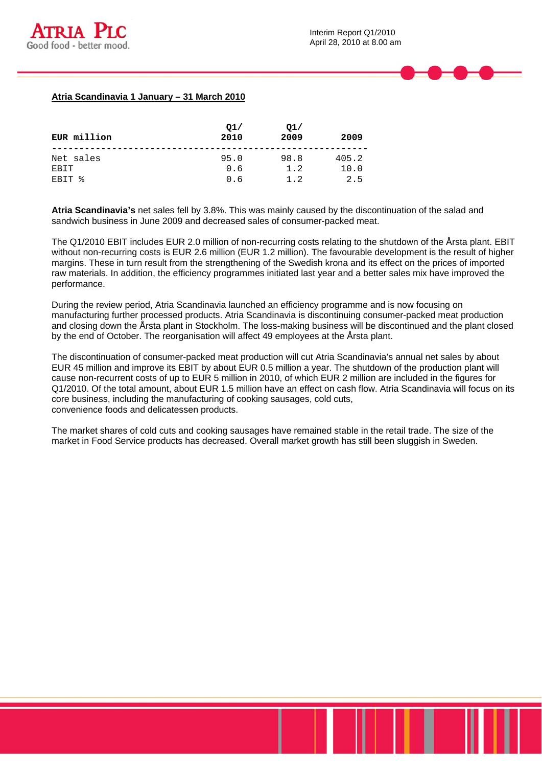**Atria Scandinavia 1 January – 31 March 2010**

| EUR million | Q1/ 2010 | Q1/ 2009 | 2009 |
|---|---|---|---|
| Net sales | 95.0 | 98.8 | 405.2 |
| EBIT | 0.6 | 1.2 | 10.0 |
| EBIT % | 0.6 | 1.2 | 2.5 |

**Atria Scandinavia's** net sales fell by 3.8%. This was mainly caused by the discontinuation of the salad and sandwich business in June 2009 and decreased sales of consumer-packed meat.

The Q1/2010 EBIT includes EUR 2.0 million of non-recurring costs relating to the shutdown of the Årsta plant. EBIT without non-recurring costs is EUR 2.6 million (EUR 1.2 million). The favourable development is the result of higher margins. These in turn result from the strengthening of the Swedish krona and its effect on the prices of imported raw materials. In addition, the efficiency programmes initiated last year and a better sales mix have improved the performance.

During the review period, Atria Scandinavia launched an efficiency programme and is now focusing on manufacturing further processed products. Atria Scandinavia is discontinuing consumer-packed meat production and closing down the Årsta plant in Stockholm. The loss-making business will be discontinued and the plant closed by the end of October. The reorganisation will affect 49 employees at the Årsta plant.

The discontinuation of consumer-packed meat production will cut Atria Scandinavia's annual net sales by about EUR 45 million and improve its EBIT by about EUR 0.5 million a year. The shutdown of the production plant will cause non-recurrent costs of up to EUR 5 million in 2010, of which EUR 2 million are included in the figures for Q1/2010. Of the total amount, about EUR 1.5 million have an effect on cash flow. Atria Scandinavia will focus on its core business, including the manufacturing of cooking sausages, cold cuts, convenience foods and delicatessen products.

The market shares of cold cuts and cooking sausages have remained stable in the retail trade. The size of the market in Food Service products has decreased. Overall market growth has still been sluggish in Sweden.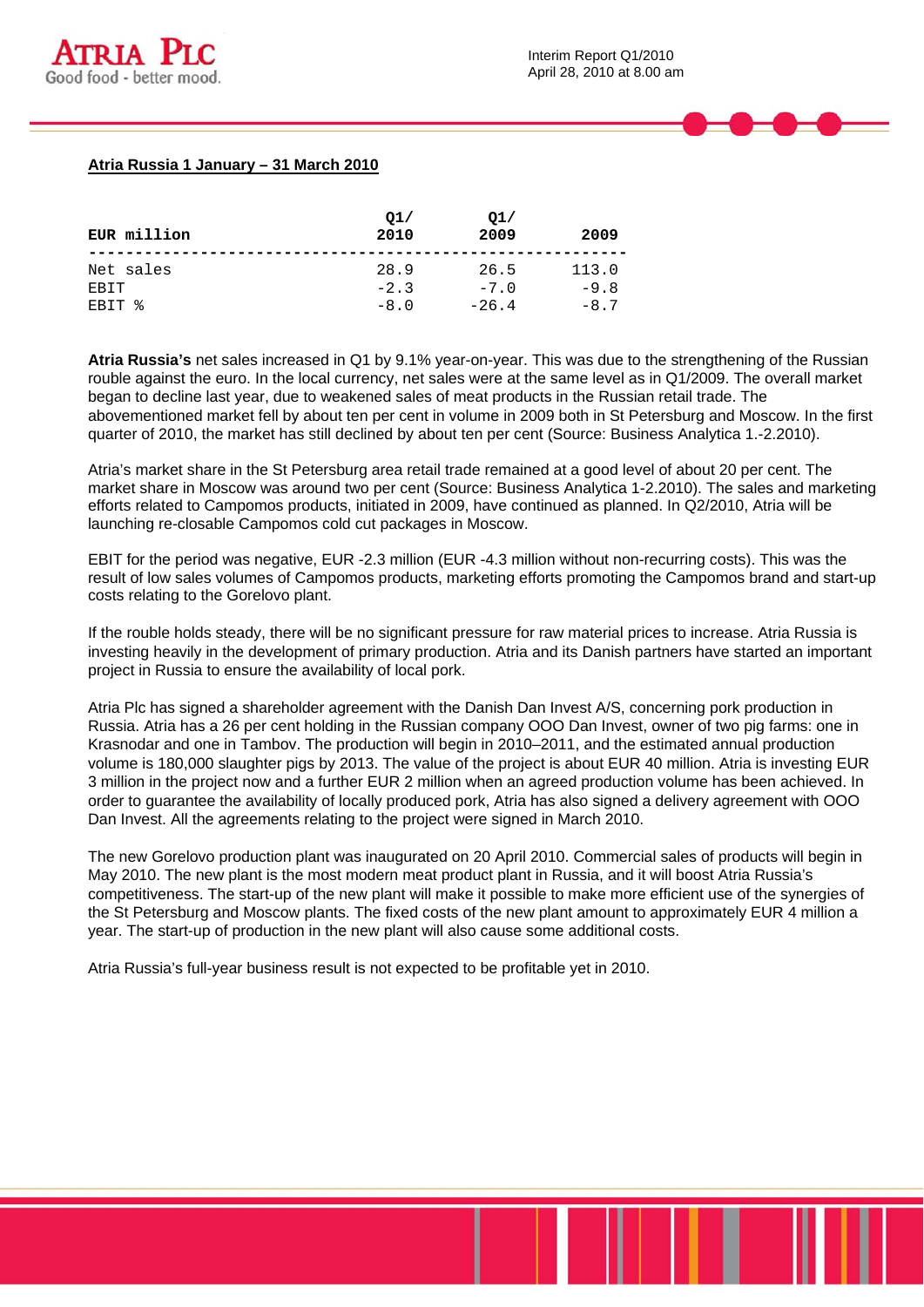**Atria Russia 1 January – 31 March 2010**

| EUR million | Q1/ 2010 | Q1/ 2009 | 2009 |
|---|---|---|---|
| Net sales | 28.9 | 26.5 | 113.0 |
| EBIT | -2.3 | -7.0 | -9.8 |
| EBIT % | -8.0 | -26.4 | -8.7 |

**Atria Russia's** net sales increased in Q1 by 9.1% year-on-year. This was due to the strengthening of the Russian rouble against the euro. In the local currency, net sales were at the same level as in Q1/2009. The overall market began to decline last year, due to weakened sales of meat products in the Russian retail trade. The abovementioned market fell by about ten per cent in volume in 2009 both in St Petersburg and Moscow. In the first quarter of 2010, the market has still declined by about ten per cent (Source: Business Analytica 1.-2.2010).

Atria's market share in the St Petersburg area retail trade remained at a good level of about 20 per cent. The market share in Moscow was around two per cent (Source: Business Analytica 1-2.2010). The sales and marketing efforts related to Campomos products, initiated in 2009, have continued as planned. In Q2/2010, Atria will be launching re-closable Campomos cold cut packages in Moscow.

EBIT for the period was negative, EUR -2.3 million (EUR -4.3 million without non-recurring costs). This was the result of low sales volumes of Campomos products, marketing efforts promoting the Campomos brand and start-up costs relating to the Gorelovo plant.

If the rouble holds steady, there will be no significant pressure for raw material prices to increase. Atria Russia is investing heavily in the development of primary production. Atria and its Danish partners have started an important project in Russia to ensure the availability of local pork.

Atria Plc has signed a shareholder agreement with the Danish Dan Invest A/S, concerning pork production in Russia. Atria has a 26 per cent holding in the Russian company OOO Dan Invest, owner of two pig farms: one in Krasnodar and one in Tambov. The production will begin in 2010–2011, and the estimated annual production volume is 180,000 slaughter pigs by 2013. The value of the project is about EUR 40 million. Atria is investing EUR 3 million in the project now and a further EUR 2 million when an agreed production volume has been achieved. In order to guarantee the availability of locally produced pork, Atria has also signed a delivery agreement with OOO Dan Invest. All the agreements relating to the project were signed in March 2010.

The new Gorelovo production plant was inaugurated on 20 April 2010. Commercial sales of products will begin in May 2010. The new plant is the most modern meat product plant in Russia, and it will boost Atria Russia's competitiveness. The start-up of the new plant will make it possible to make more efficient use of the synergies of the St Petersburg and Moscow plants. The fixed costs of the new plant amount to approximately EUR 4 million a year. The start-up of production in the new plant will also cause some additional costs.

Atria Russia's full-year business result is not expected to be profitable yet in 2010.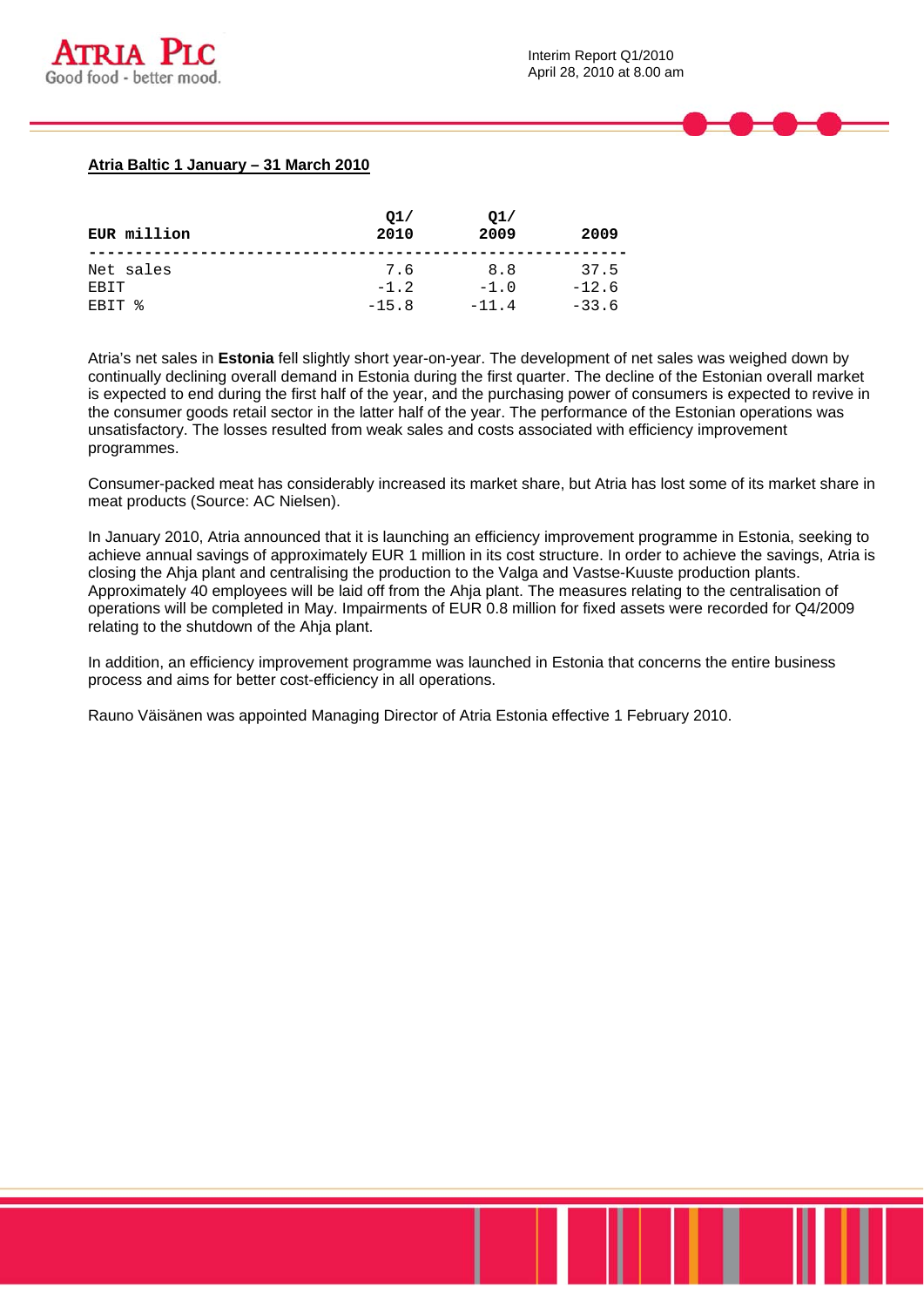**Atria Baltic 1 January – 31 March 2010**

| EUR million | Q1/ 2010 | Q1/ 2009 | 2009 |
|---|---|---|---|
| Net sales | 7.6 | 8.8 | 37.5 |
| EBIT | -1.2 | -1.0 | -12.6 |
| EBIT % | -15.8 | -11.4 | -33.6 |

Atria's net sales in **Estonia** fell slightly short year-on-year. The development of net sales was weighed down by continually declining overall demand in Estonia during the first quarter. The decline of the Estonian overall market is expected to end during the first half of the year, and the purchasing power of consumers is expected to revive in the consumer goods retail sector in the latter half of the year. The performance of the Estonian operations was unsatisfactory. The losses resulted from weak sales and costs associated with efficiency improvement programmes.

Consumer-packed meat has considerably increased its market share, but Atria has lost some of its market share in meat products (Source: AC Nielsen).

In January 2010, Atria announced that it is launching an efficiency improvement programme in Estonia, seeking to achieve annual savings of approximately EUR 1 million in its cost structure. In order to achieve the savings, Atria is closing the Ahja plant and centralising the production to the Valga and Vastse-Kuuste production plants. Approximately 40 employees will be laid off from the Ahja plant. The measures relating to the centralisation of operations will be completed in May. Impairments of EUR 0.8 million for fixed assets were recorded for Q4/2009 relating to the shutdown of the Ahja plant.

In addition, an efficiency improvement programme was launched in Estonia that concerns the entire business process and aims for better cost-efficiency in all operations.

Rauno Väisänen was appointed Managing Director of Atria Estonia effective 1 February 2010.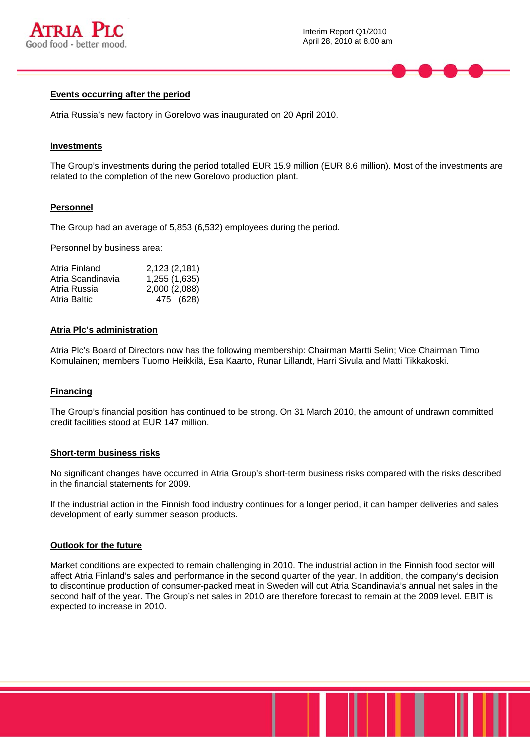## Events occurring after the period

Atria Russia's new factory in Gorelovo was inaugurated on 20 April 2010.

## Investments

The Group's investments during the period totalled EUR 15.9 million (EUR 8.6 million). Most of the investments are related to the completion of the new Gorelovo production plant.

## Personnel

The Group had an average of 5,853 (6,532) employees during the period.

Personnel by business area:

| | |
|---|---|
| Atria Finland | 2,123 (2,181) |
| Atria Scandinavia | 1,255 (1,635) |
| Atria Russia | 2,000 (2,088) |
| Atria Baltic | 475 (628) |

## Atria Plc's administration

Atria Plc's Board of Directors now has the following membership: Chairman Martti Selin; Vice Chairman Timo Komulainen; members Tuomo Heikkilä, Esa Kaarto, Runar Lillandt, Harri Sivula and Matti Tikkakoski.

## Financing

The Group's financial position has continued to be strong. On 31 March 2010, the amount of undrawn committed credit facilities stood at EUR 147 million.

## Short-term business risks

No significant changes have occurred in Atria Group's short-term business risks compared with the risks described in the financial statements for 2009.

If the industrial action in the Finnish food industry continues for a longer period, it can hamper deliveries and sales development of early summer season products.

## Outlook for the future

Market conditions are expected to remain challenging in 2010. The industrial action in the Finnish food sector will affect Atria Finland's sales and performance in the second quarter of the year. In addition, the company's decision to discontinue production of consumer-packed meat in Sweden will cut Atria Scandinavia's annual net sales in the second half of the year. The Group's net sales in 2010 are therefore forecast to remain at the 2009 level. EBIT is expected to increase in 2010.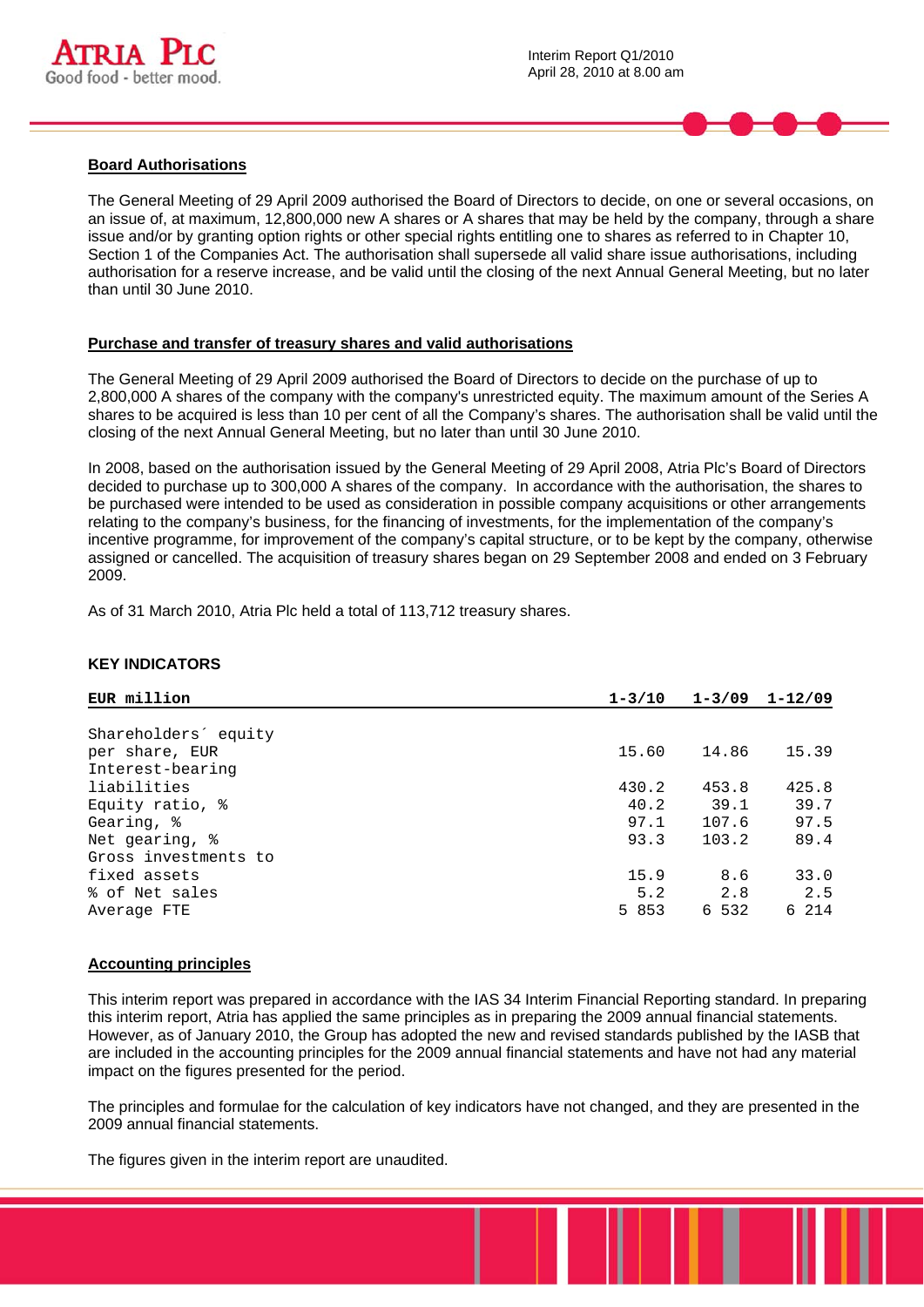## Board Authorisations

The General Meeting of 29 April 2009 authorised the Board of Directors to decide, on one or several occasions, on an issue of, at maximum, 12,800,000 new A shares or A shares that may be held by the company, through a share issue and/or by granting option rights or other special rights entitling one to shares as referred to in Chapter 10, Section 1 of the Companies Act. The authorisation shall supersede all valid share issue authorisations, including authorisation for a reserve increase, and be valid until the closing of the next Annual General Meeting, but no later than until 30 June 2010.

## Purchase and transfer of treasury shares and valid authorisations

The General Meeting of 29 April 2009 authorised the Board of Directors to decide on the purchase of up to 2,800,000 A shares of the company with the company's unrestricted equity. The maximum amount of the Series A shares to be acquired is less than 10 per cent of all the Company's shares. The authorisation shall be valid until the closing of the next Annual General Meeting, but no later than until 30 June 2010.

In 2008, based on the authorisation issued by the General Meeting of 29 April 2008, Atria Plc's Board of Directors decided to purchase up to 300,000 A shares of the company. In accordance with the authorisation, the shares to be purchased were intended to be used as consideration in possible company acquisitions or other arrangements relating to the company's business, for the financing of investments, for the implementation of the company's incentive programme, for improvement of the company's capital structure, or to be kept by the company, otherwise assigned or cancelled. The acquisition of treasury shares began on 29 September 2008 and ended on 3 February 2009.

As of 31 March 2010, Atria Plc held a total of 113,712 treasury shares.

## KEY INDICATORS

| EUR million | 1-3/10 | 1-3/09 | 1-12/09 |
|---|---|---|---|
| Shareholders´ equity per share, EUR | 15.60 | 14.86 | 15.39 |
| Interest-bearing liabilities | 430.2 | 453.8 | 425.8 |
| Equity ratio, % | 40.2 | 39.1 | 39.7 |
| Gearing, % | 97.1 | 107.6 | 97.5 |
| Net gearing, % | 93.3 | 103.2 | 89.4 |
| Gross investments to fixed assets | 15.9 | 8.6 | 33.0 |
| % of Net sales | 5.2 | 2.8 | 2.5 |
| Average FTE | 5 853 | 6 532 | 6 214 |

## Accounting principles

This interim report was prepared in accordance with the IAS 34 Interim Financial Reporting standard. In preparing this interim report, Atria has applied the same principles as in preparing the 2009 annual financial statements. However, as of January 2010, the Group has adopted the new and revised standards published by the IASB that are included in the accounting principles for the 2009 annual financial statements and have not had any material impact on the figures presented for the period.

The principles and formulae for the calculation of key indicators have not changed, and they are presented in the 2009 annual financial statements.

The figures given in the interim report are unaudited.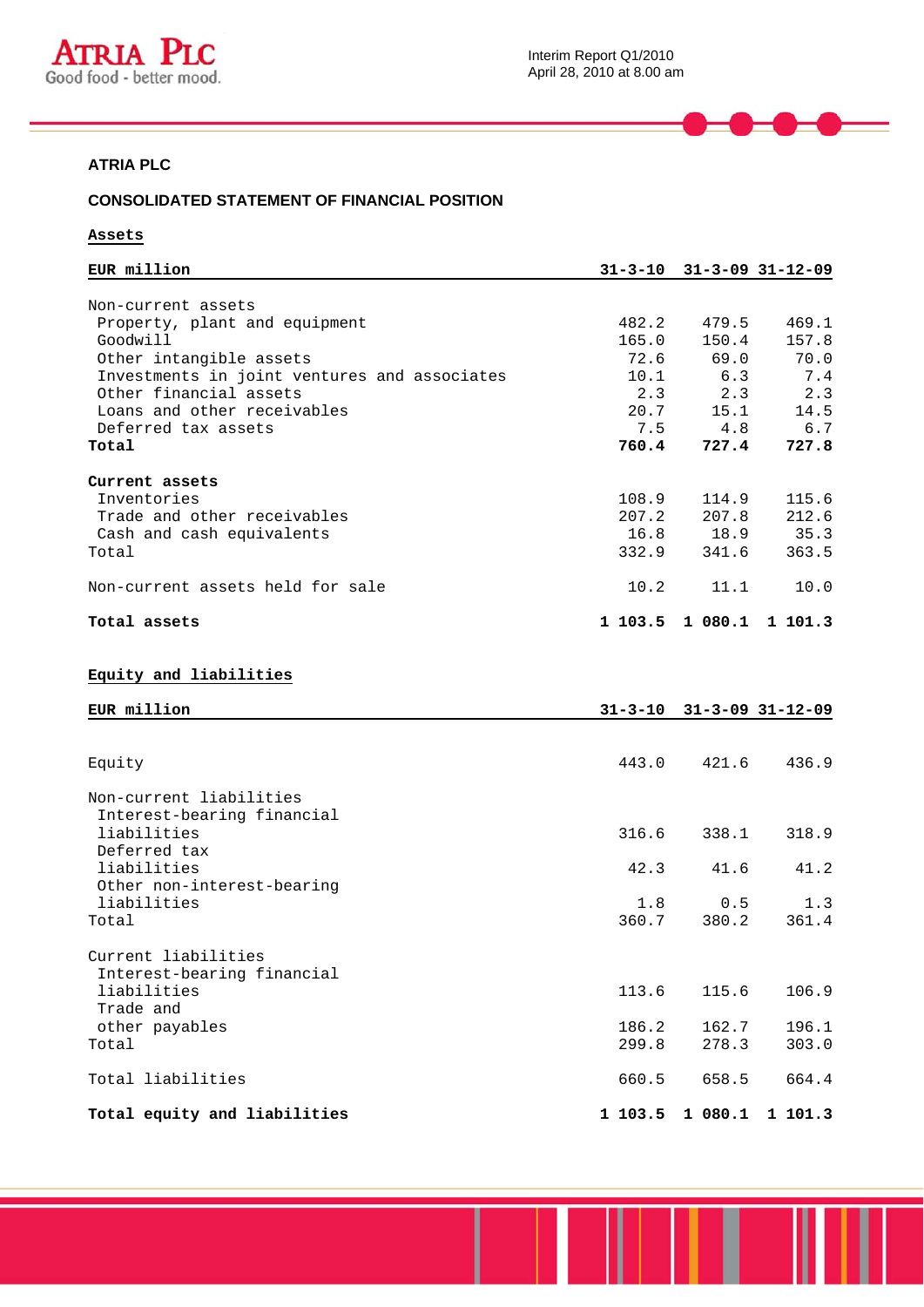## ATRIA PLC

## CONSOLIDATED STATEMENT OF FINANCIAL POSITION

### Assets

| EUR million | 31-3-10 | 31-3-09 | 31-12-09 |
|---|---|---|---|
| Non-current assets | | | |
| Property, plant and equipment | 482.2 | 479.5 | 469.1 |
| Goodwill | 165.0 | 150.4 | 157.8 |
| Other intangible assets | 72.6 | 69.0 | 70.0 |
| Investments in joint ventures and associates | 10.1 | 6.3 | 7.4 |
| Other financial assets | 2.3 | 2.3 | 2.3 |
| Loans and other receivables | 20.7 | 15.1 | 14.5 |
| Deferred tax assets | 7.5 | 4.8 | 6.7 |
| **Total** | **760.4** | **727.4** | **727.8** |
| **Current assets** | | | |
| Inventories | 108.9 | 114.9 | 115.6 |
| Trade and other receivables | 207.2 | 207.8 | 212.6 |
| Cash and cash equivalents | 16.8 | 18.9 | 35.3 |
| Total | 332.9 | 341.6 | 363.5 |
| Non-current assets held for sale | 10.2 | 11.1 | 10.0 |
| **Total assets** | **1 103.5** | **1 080.1** | **1 101.3** |

### Equity and liabilities

| EUR million | 31-3-10 | 31-3-09 | 31-12-09 |
|---|---|---|---|
| Equity | 443.0 | 421.6 | 436.9 |
| Non-current liabilities | | | |
| Interest-bearing financial liabilities | 316.6 | 338.1 | 318.9 |
| Deferred tax liabilities | 42.3 | 41.6 | 41.2 |
| Other non-interest-bearing liabilities | 1.8 | 0.5 | 1.3 |
| Total | 360.7 | 380.2 | 361.4 |
| Current liabilities | | | |
| Interest-bearing financial liabilities | 113.6 | 115.6 | 106.9 |
| Trade and other payables | 186.2 | 162.7 | 196.1 |
| Total | 299.8 | 278.3 | 303.0 |
| Total liabilities | 660.5 | 658.5 | 664.4 |
| **Total equity and liabilities** | **1 103.5** | **1 080.1** | **1 101.3** |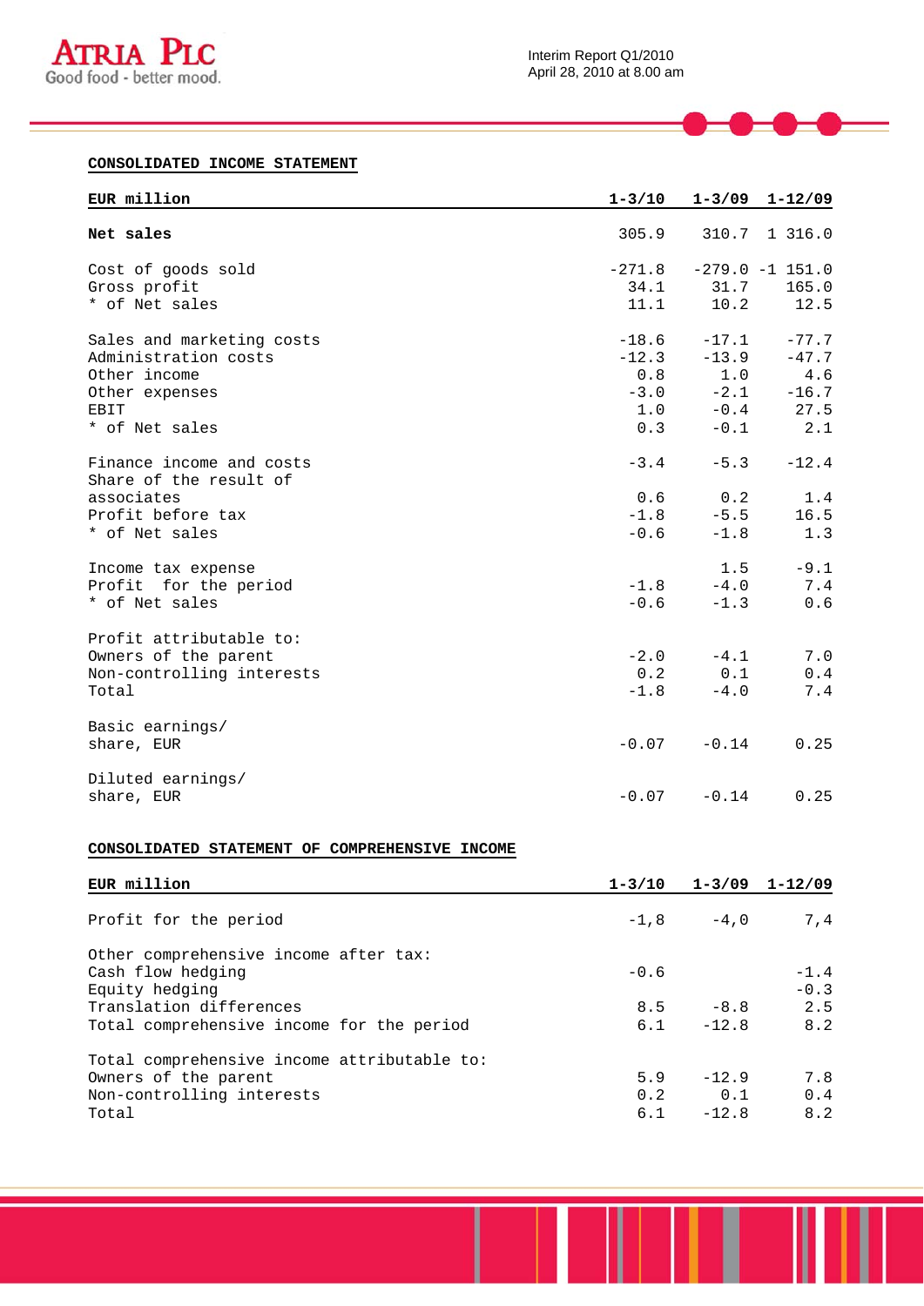## CONSOLIDATED INCOME STATEMENT

| EUR million | 1-3/10 | 1-3/09 | 1-12/09 |
|---|---|---|---|
| **Net sales** | 305.9 | 310.7 | 1 316.0 |
| Cost of goods sold | -271.8 | -279.0 | -1 151.0 |
| Gross profit | 34.1 | 31.7 | 165.0 |
| * of Net sales | 11.1 | 10.2 | 12.5 |
| Sales and marketing costs | -18.6 | -17.1 | -77.7 |
| Administration costs | -12.3 | -13.9 | -47.7 |
| Other income | 0.8 | 1.0 | 4.6 |
| Other expenses | -3.0 | -2.1 | -16.7 |
| EBIT | 1.0 | -0.4 | 27.5 |
| * of Net sales | 0.3 | -0.1 | 2.1 |
| Finance income and costs | -3.4 | -5.3 | -12.4 |
| Share of the result of associates | 0.6 | 0.2 | 1.4 |
| Profit before tax | -1.8 | -5.5 | 16.5 |
| * of Net sales | -0.6 | -1.8 | 1.3 |
| Income tax expense | | 1.5 | -9.1 |
| Profit for the period | -1.8 | -4.0 | 7.4 |
| * of Net sales | -0.6 | -1.3 | 0.6 |
| Profit attributable to: | | | |
| Owners of the parent | -2.0 | -4.1 | 7.0 |
| Non-controlling interests | 0.2 | 0.1 | 0.4 |
| Total | -1.8 | -4.0 | 7.4 |
| Basic earnings/ share, EUR | -0.07 | -0.14 | 0.25 |
| Diluted earnings/ share, EUR | -0.07 | -0.14 | 0.25 |

## CONSOLIDATED STATEMENT OF COMPREHENSIVE INCOME

| EUR million | 1-3/10 | 1-3/09 | 1-12/09 |
|---|---|---|---|
| Profit for the period | -1,8 | -4,0 | 7,4 |
| Other comprehensive income after tax: | | | |
| Cash flow hedging | -0.6 | | -1.4 |
| Equity hedging | | | -0.3 |
| Translation differences | 8.5 | -8.8 | 2.5 |
| Total comprehensive income for the period | 6.1 | -12.8 | 8.2 |
| Total comprehensive income attributable to: | | | |
| Owners of the parent | 5.9 | -12.9 | 7.8 |
| Non-controlling interests | 0.2 | 0.1 | 0.4 |
| Total | 6.1 | -12.8 | 8.2 |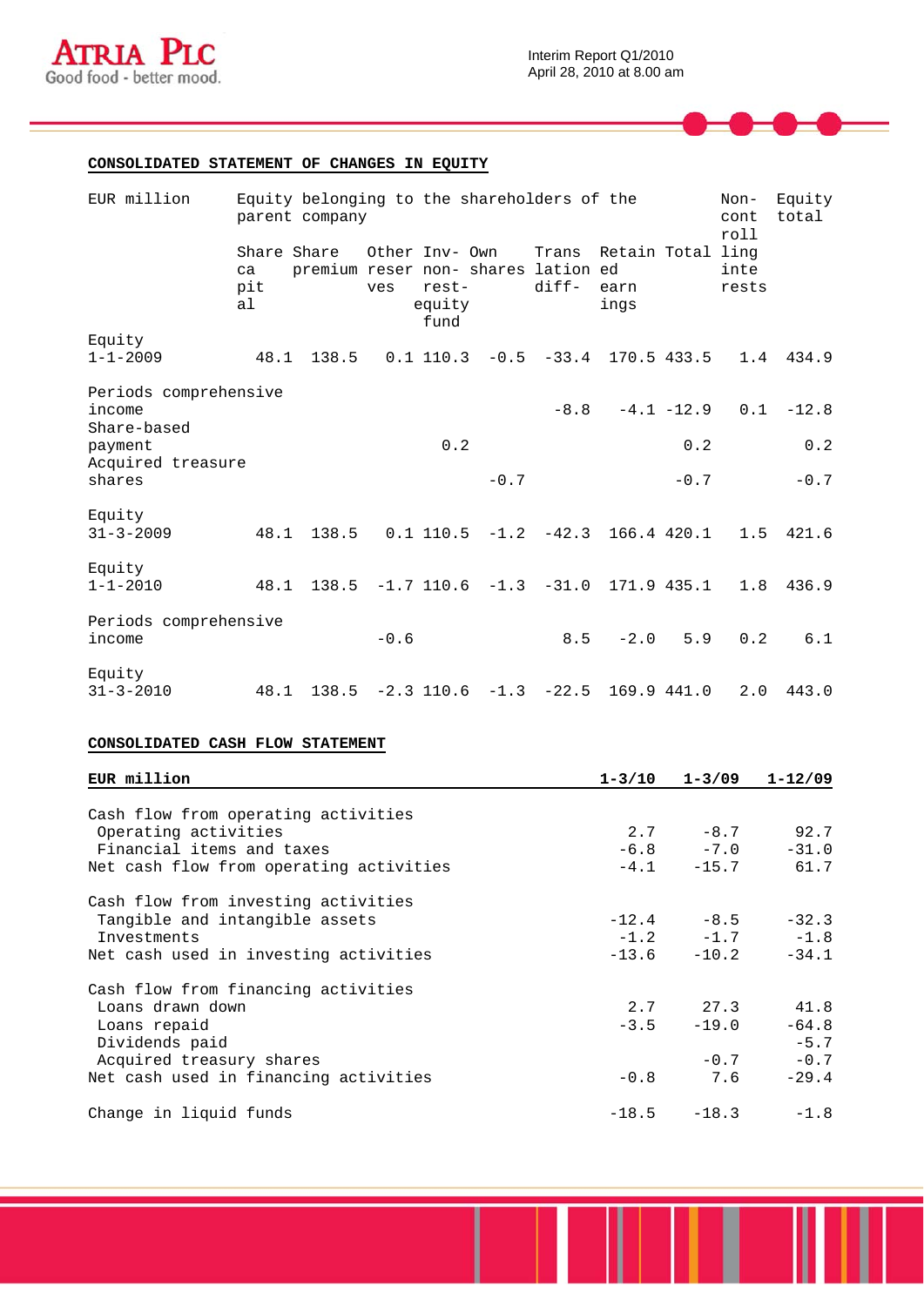## CONSOLIDATED STATEMENT OF CHANGES IN EQUITY

| EUR million | Equity belonging to the shareholders of the parent company | | | | | | | | Non-controlling interests | Equity total |
|---|---|---|---|---|---|---|---|---|---|---|
| | Share capital | Share premium | Other reserves | Inv-non-restequity fund | Own shares | Translation diff- | Retained earnings | Total | | |
| Equity 1-1-2009 | 48.1 | 138.5 | 0.1 | 110.3 | -0.5 | -33.4 | 170.5 | 433.5 | 1.4 | 434.9 |
| Periods comprehensive income | | | | | | -8.8 | -4.1 | -12.9 | 0.1 | -12.8 |
| Share-based payment | | | | 0.2 | | | | 0.2 | | 0.2 |
| Acquired treasure shares | | | | | -0.7 | | | -0.7 | | -0.7 |
| Equity 31-3-2009 | 48.1 | 138.5 | 0.1 | 110.5 | -1.2 | -42.3 | 166.4 | 420.1 | 1.5 | 421.6 |
| Equity 1-1-2010 | 48.1 | 138.5 | -1.7 | 110.6 | -1.3 | -31.0 | 171.9 | 435.1 | 1.8 | 436.9 |
| Periods comprehensive income | | | -0.6 | | | 8.5 | -2.0 | 5.9 | 0.2 | 6.1 |
| Equity 31-3-2010 | 48.1 | 138.5 | -2.3 | 110.6 | -1.3 | -22.5 | 169.9 | 441.0 | 2.0 | 443.0 |

## CONSOLIDATED CASH FLOW STATEMENT

| EUR million | 1-3/10 | 1-3/09 | 1-12/09 |
|---|---|---|---|
| Cash flow from operating activities | | | |
| Operating activities | 2.7 | -8.7 | 92.7 |
| Financial items and taxes | -6.8 | -7.0 | -31.0 |
| Net cash flow from operating activities | -4.1 | -15.7 | 61.7 |
| Cash flow from investing activities | | | |
| Tangible and intangible assets | -12.4 | -8.5 | -32.3 |
| Investments | -1.2 | -1.7 | -1.8 |
| Net cash used in investing activities | -13.6 | -10.2 | -34.1 |
| Cash flow from financing activities | | | |
| Loans drawn down | 2.7 | 27.3 | 41.8 |
| Loans repaid | -3.5 | -19.0 | -64.8 |
| Dividends paid | | | -5.7 |
| Acquired treasury shares | | -0.7 | -0.7 |
| Net cash used in financing activities | -0.8 | 7.6 | -29.4 |
| Change in liquid funds | -18.5 | -18.3 | -1.8 |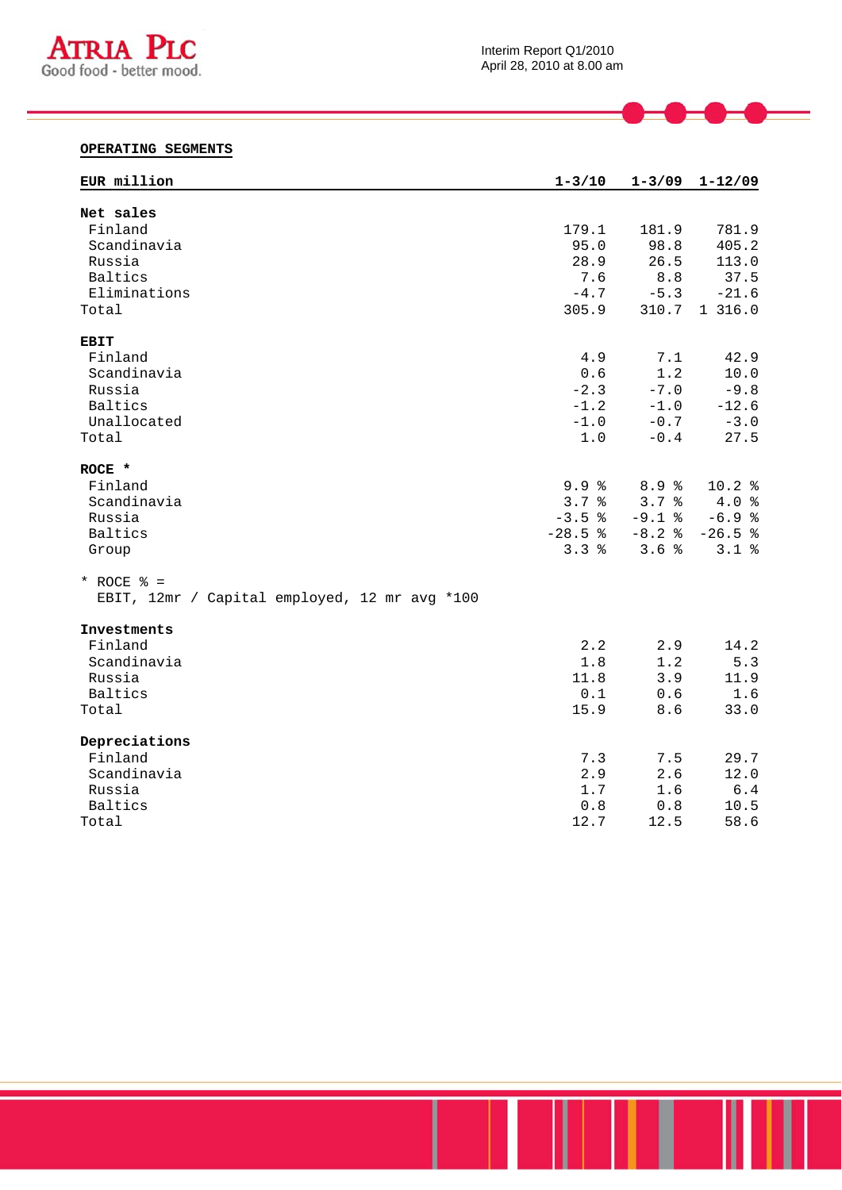## OPERATING SEGMENTS

| EUR million | 1-3/10 | 1-3/09 | 1-12/09 |
|---|---|---|---|
| **Net sales** | | | |
| Finland | 179.1 | 181.9 | 781.9 |
| Scandinavia | 95.0 | 98.8 | 405.2 |
| Russia | 28.9 | 26.5 | 113.0 |
| Baltics | 7.6 | 8.8 | 37.5 |
| Eliminations | -4.7 | -5.3 | -21.6 |
| Total | 305.9 | 310.7 | 1 316.0 |
| **EBIT** | | | |
| Finland | 4.9 | 7.1 | 42.9 |
| Scandinavia | 0.6 | 1.2 | 10.0 |
| Russia | -2.3 | -7.0 | -9.8 |
| Baltics | -1.2 | -1.0 | -12.6 |
| Unallocated | -1.0 | -0.7 | -3.0 |
| Total | 1.0 | -0.4 | 27.5 |
| **ROCE \*** | | | |
| Finland | 9.9 % | 8.9 % | 10.2 % |
| Scandinavia | 3.7 % | 3.7 % | 4.0 % |
| Russia | -3.5 % | -9.1 % | -6.9 % |
| Baltics | -28.5 % | -8.2 % | -26.5 % |
| Group | 3.3 % | 3.6 % | 3.1 % |

\* ROCE % =
EBIT, 12mr / Capital employed, 12 mr avg *100

| EUR million | 1-3/10 | 1-3/09 | 1-12/09 |
|---|---|---|---|
| **Investments** | | | |
| Finland | 2.2 | 2.9 | 14.2 |
| Scandinavia | 1.8 | 1.2 | 5.3 |
| Russia | 11.8 | 3.9 | 11.9 |
| Baltics | 0.1 | 0.6 | 1.6 |
| Total | 15.9 | 8.6 | 33.0 |
| **Depreciations** | | | |
| Finland | 7.3 | 7.5 | 29.7 |
| Scandinavia | 2.9 | 2.6 | 12.0 |
| Russia | 1.7 | 1.6 | 6.4 |
| Baltics | 0.8 | 0.8 | 10.5 |
| Total | 12.7 | 12.5 | 58.6 |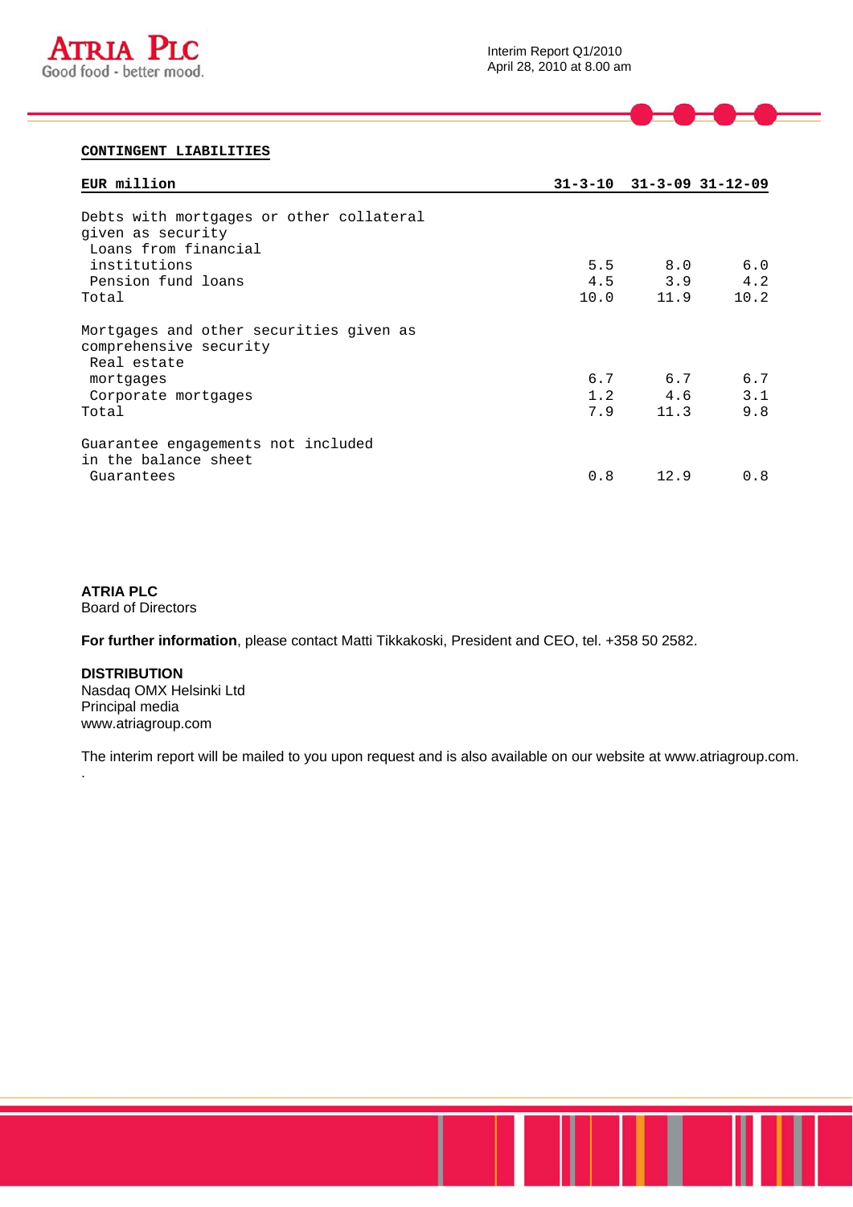## CONTINGENT LIABILITIES

| EUR million | 31-3-10 | 31-3-09 | 31-12-09 |
|---|---|---|---|
| Debts with mortgages or other collateral given as security | | | |
| Loans from financial institutions | 5.5 | 8.0 | 6.0 |
| Pension fund loans | 4.5 | 3.9 | 4.2 |
| Total | 10.0 | 11.9 | 10.2 |
| Mortgages and other securities given as comprehensive security | | | |
| Real estate mortgages | 6.7 | 6.7 | 6.7 |
| Corporate mortgages | 1.2 | 4.6 | 3.1 |
| Total | 7.9 | 11.3 | 9.8 |
| Guarantee engagements not included in the balance sheet | | | |
| Guarantees | 0.8 | 12.9 | 0.8 |

**ATRIA PLC**
Board of Directors

**For further information**, please contact Matti Tikkakoski, President and CEO, tel. +358 50 2582.

**DISTRIBUTION**
Nasdaq OMX Helsinki Ltd
Principal media
www.atriagroup.com

The interim report will be mailed to you upon request and is also available on our website at www.atriagroup.com.
.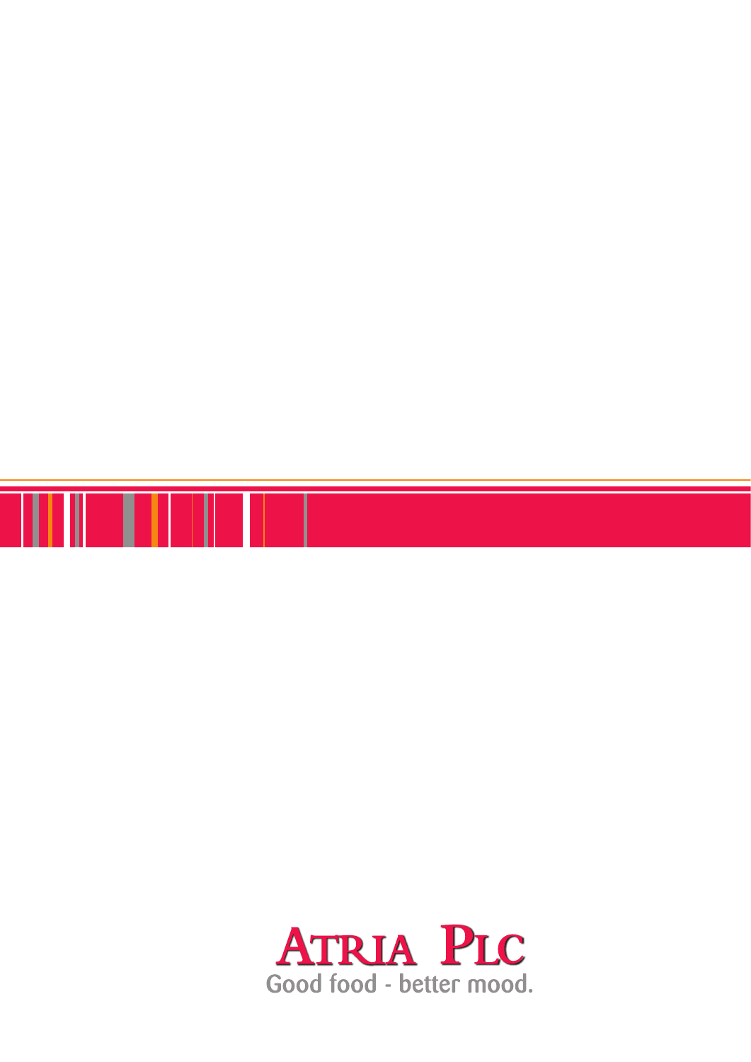Atria Plc

Good food - better mood.